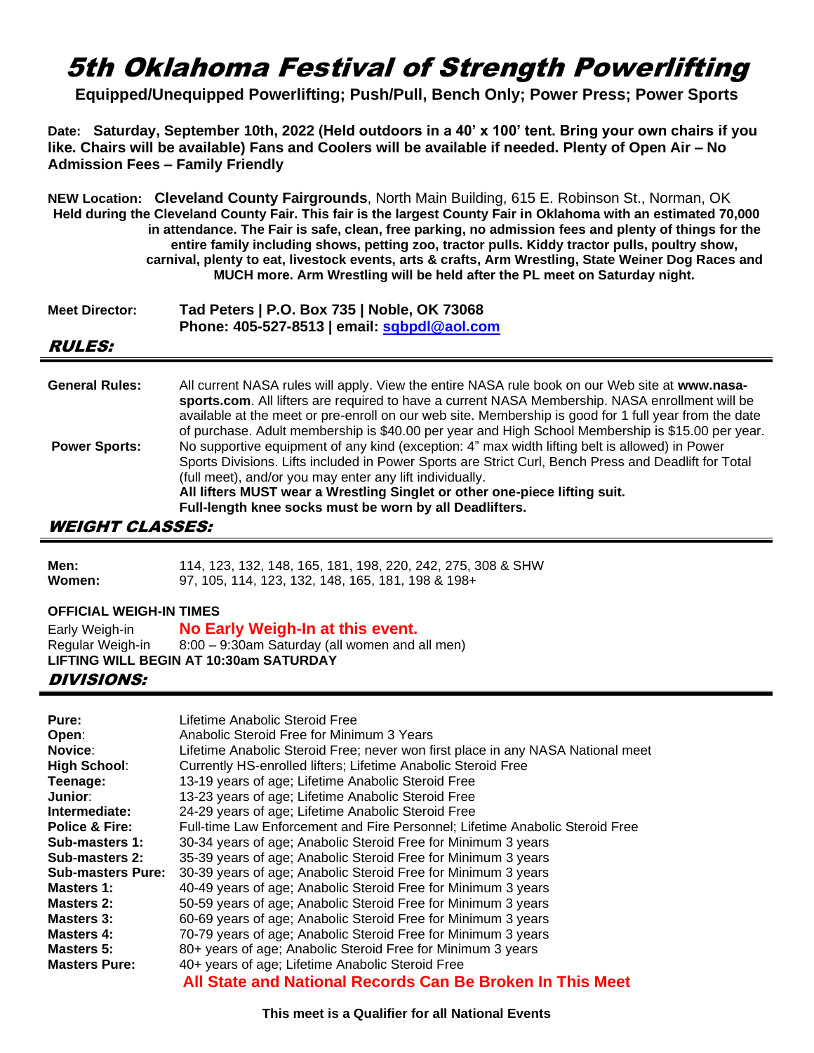# 5th Oklahoma Festival of Strength Powerlifting

**Equipped/Unequipped Powerlifting; Push/Pull, Bench Only; Power Press; Power Sports**

**Date: Saturday, September 10th, 2022 (Held outdoors in a 40' x 100' tent. Bring your own chairs if you like. Chairs will be available) Fans and Coolers will be available if needed. Plenty of Open Air – No Admission Fees – Family Friendly**

**NEW Location: Cleveland County Fairgrounds**, North Main Building, 615 E. Robinson St., Norman, OK
**Held during the Cleveland County Fair. This fair is the largest County Fair in Oklahoma with an estimated 70,000 in attendance. The Fair is safe, clean, free parking, no admission fees and plenty of things for the entire family including shows, petting zoo, tractor pulls. Kiddy tractor pulls, poultry show, carnival, plenty to eat, livestock events, arts & crafts, Arm Wrestling, State Weiner Dog Races and MUCH more. Arm Wrestling will be held after the PL meet on Saturday night.**

**Meet Director:** **Tad Peters | P.O. Box 735 | Noble, OK 73068**
**Phone: 405-527-8513 | email: sqbpdl@aol.com**

## RULES:

**General Rules:** All current NASA rules will apply. View the entire NASA rule book on our Web site at **www.nasa-sports.com**. All lifters are required to have a current NASA Membership. NASA enrollment will be available at the meet or pre-enroll on our web site. Membership is good for 1 full year from the date of purchase. Adult membership is $40.00 per year and High School Membership is $15.00 per year.

**Power Sports:** No supportive equipment of any kind (exception: 4" max width lifting belt is allowed) in Power Sports Divisions. Lifts included in Power Sports are Strict Curl, Bench Press and Deadlift for Total (full meet), and/or you may enter any lift individually.
**All lifters MUST wear a Wrestling Singlet or other one-piece lifting suit.**
**Full-length knee socks must be worn by all Deadlifters.**

## WEIGHT CLASSES:

**Men:** 114, 123, 132, 148, 165, 181, 198, 220, 242, 275, 308 & SHW
**Women:** 97, 105, 114, 123, 132, 148, 165, 181, 198 & 198+

**OFFICIAL WEIGH-IN TIMES**

Early Weigh-in **No Early Weigh-In at this event.**
Regular Weigh-in 8:00 – 9:30am Saturday (all women and all men)
**LIFTING WILL BEGIN AT 10:30am SATURDAY**

## DIVISIONS:

**Pure:** Lifetime Anabolic Steroid Free
**Open**: Anabolic Steroid Free for Minimum 3 Years
**Novice**: Lifetime Anabolic Steroid Free; never won first place in any NASA National meet
**High School**: Currently HS-enrolled lifters; Lifetime Anabolic Steroid Free
**Teenage:** 13-19 years of age; Lifetime Anabolic Steroid Free
**Junior**: 13-23 years of age; Lifetime Anabolic Steroid Free
**Intermediate:** 24-29 years of age; Lifetime Anabolic Steroid Free
**Police & Fire:** Full-time Law Enforcement and Fire Personnel; Lifetime Anabolic Steroid Free
**Sub-masters 1:** 30-34 years of age; Anabolic Steroid Free for Minimum 3 years
**Sub-masters 2:** 35-39 years of age; Anabolic Steroid Free for Minimum 3 years
**Sub-masters Pure:** 30-39 years of age; Anabolic Steroid Free for Minimum 3 years
**Masters 1:** 40-49 years of age; Anabolic Steroid Free for Minimum 3 years
**Masters 2:** 50-59 years of age; Anabolic Steroid Free for Minimum 3 years
**Masters 3:** 60-69 years of age; Anabolic Steroid Free for Minimum 3 years
**Masters 4:** 70-79 years of age; Anabolic Steroid Free for Minimum 3 years
**Masters 5:** 80+ years of age; Anabolic Steroid Free for Minimum 3 years
**Masters Pure:** 40+ years of age; Lifetime Anabolic Steroid Free

**All State and National Records Can Be Broken In This Meet**

**This meet is a Qualifier for all National Events**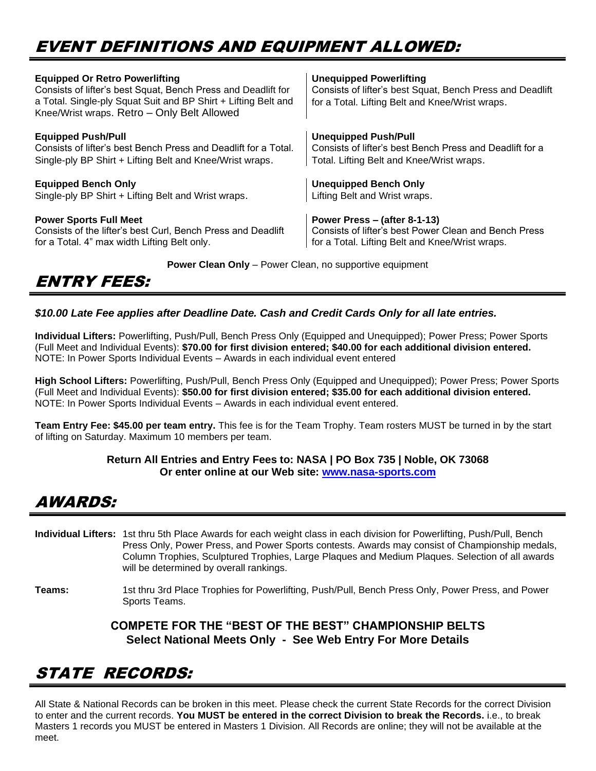# EVENT DEFINITIONS AND EQUIPMENT ALLOWED:

**Equipped Or Retro Powerlifting**
Consists of lifter's best Squat, Bench Press and Deadlift for a Total. Single-ply Squat Suit and BP Shirt + Lifting Belt and Knee/Wrist wraps. Retro – Only Belt Allowed

**Unequipped Powerlifting**
Consists of lifter's best Squat, Bench Press and Deadlift for a Total. Lifting Belt and Knee/Wrist wraps.

**Equipped Push/Pull**
Consists of lifter's best Bench Press and Deadlift for a Total. Single-ply BP Shirt + Lifting Belt and Knee/Wrist wraps.

**Unequipped Push/Pull**
Consists of lifter's best Bench Press and Deadlift for a Total. Lifting Belt and Knee/Wrist wraps.

**Equipped Bench Only**
Single-ply BP Shirt + Lifting Belt and Wrist wraps.

**Unequipped Bench Only**
Lifting Belt and Wrist wraps.

**Power Sports Full Meet**
Consists of the lifter's best Curl, Bench Press and Deadlift for a Total. 4" max width Lifting Belt only.

**Power Press – (after 8-1-13)**
Consists of lifter's best Power Clean and Bench Press for a Total. Lifting Belt and Knee/Wrist wraps.

**Power Clean Only** – Power Clean, no supportive equipment

# ENTRY FEES:

***$10.00 Late Fee applies after Deadline Date. Cash and Credit Cards Only for all late entries.***

**Individual Lifters:** Powerlifting, Push/Pull, Bench Press Only (Equipped and Unequipped); Power Press; Power Sports (Full Meet and Individual Events): **$70.00 for first division entered; $40.00 for each additional division entered.** NOTE: In Power Sports Individual Events – Awards in each individual event entered

**High School Lifters:** Powerlifting, Push/Pull, Bench Press Only (Equipped and Unequipped); Power Press; Power Sports (Full Meet and Individual Events): **$50.00 for first division entered; $35.00 for each additional division entered.** NOTE: In Power Sports Individual Events – Awards in each individual event entered.

**Team Entry Fee: $45.00 per team entry.** This fee is for the Team Trophy. Team rosters MUST be turned in by the start of lifting on Saturday. Maximum 10 members per team.

**Return All Entries and Entry Fees to: NASA | PO Box 735 | Noble, OK 73068**
**Or enter online at our Web site: [www.nasa-sports.com](http://www.nasa-sports.com)**

# AWARDS:

**Individual Lifters:** 1st thru 5th Place Awards for each weight class in each division for Powerlifting, Push/Pull, Bench Press Only, Power Press, and Power Sports contests. Awards may consist of Championship medals, Column Trophies, Sculptured Trophies, Large Plaques and Medium Plaques. Selection of all awards will be determined by overall rankings.

**Teams:** 1st thru 3rd Place Trophies for Powerlifting, Push/Pull, Bench Press Only, Power Press, and Power Sports Teams.

**COMPETE FOR THE "BEST OF THE BEST" CHAMPIONSHIP BELTS**
**Select National Meets Only - See Web Entry For More Details**

# STATE RECORDS:

All State & National Records can be broken in this meet. Please check the current State Records for the correct Division to enter and the current records. **You MUST be entered in the correct Division to break the Records.** i.e., to break Masters 1 records you MUST be entered in Masters 1 Division. All Records are online; they will not be available at the meet.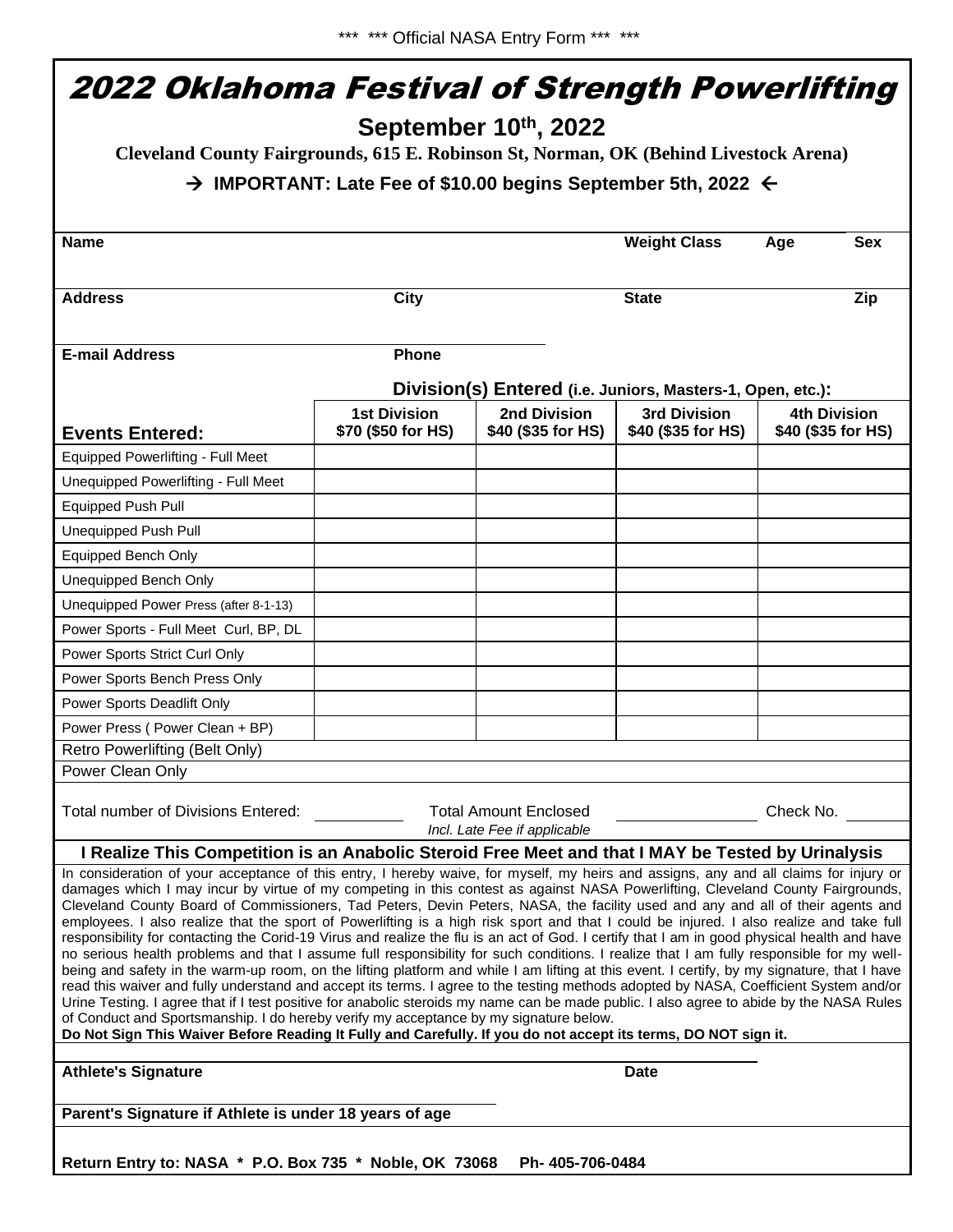\*\*\* \*\*\* Official NASA Entry Form \*\*\* \*\*\*

# 2022 Oklahoma Festival of Strength Powerlifting

## September 10th, 2022

**Cleveland County Fairgrounds, 615 E. Robinson St, Norman, OK (Behind Livestock Arena)**

**→ IMPORTANT: Late Fee of $10.00 begins September 5th, 2022 ←**

| **Name** | | **Weight Class** | **Age** | **Sex** |
|---|---|---|---|---|
| | | | | |

| **Address** | **City** | **State** | **Zip** |
|---|---|---|---|
| | | | |

| **E-mail Address** | **Phone** |
|---|---|
| | |

**Division(s) Entered (i.e. Juniors, Masters-1, Open, etc.):**

| **Events Entered:** | **1st Division $70 ($50 for HS)** | **2nd Division $40 ($35 for HS)** | **3rd Division $40 ($35 for HS)** | **4th Division $40 ($35 for HS)** |
|---|---|---|---|---|
| Equipped Powerlifting - Full Meet | | | | |
| Unequipped Powerlifting - Full Meet | | | | |
| Equipped Push Pull | | | | |
| Unequipped Push Pull | | | | |
| Equipped Bench Only | | | | |
| Unequipped Bench Only | | | | |
| Unequipped Power Press (after 8-1-13) | | | | |
| Power Sports - Full Meet Curl, BP, DL | | | | |
| Power Sports Strict Curl Only | | | | |
| Power Sports Bench Press Only | | | | |
| Power Sports Deadlift Only | | | | |
| Power Press ( Power Clean + BP) | | | | |
| Retro Powerlifting (Belt Only) | | | | |
| Power Clean Only | | | | |

Total number of Divisions Entered: \_\_\_\_\_\_\_\_ Total Amount Enclosed *Incl. Late Fee if applicable* \_\_\_\_\_\_\_\_ Check No. \_\_\_\_\_\_\_\_

**I Realize This Competition is an Anabolic Steroid Free Meet and that I MAY be Tested by Urinalysis**

In consideration of your acceptance of this entry, I hereby waive, for myself, my heirs and assigns, any and all claims for injury or damages which I may incur by virtue of my competing in this contest as against NASA Powerlifting, Cleveland County Fairgrounds, Cleveland County Board of Commissioners, Tad Peters, Devin Peters, NASA, the facility used and any and all of their agents and employees. I also realize that the sport of Powerlifting is a high risk sport and that I could be injured. I also realize and take full responsibility for contacting the Corid-19 Virus and realize the flu is an act of God. I certify that I am in good physical health and have no serious health problems and that I assume full responsibility for such conditions. I realize that I am fully responsible for my well-being and safety in the warm-up room, on the lifting platform and while I am lifting at this event. I certify, by my signature, that I have read this waiver and fully understand and accept its terms. I agree to the testing methods adopted by NASA, Coefficient System and/or Urine Testing. I agree that if I test positive for anabolic steroids my name can be made public. I also agree to abide by the NASA Rules of Conduct and Sportsmanship. I do hereby verify my acceptance by my signature below.
**Do Not Sign This Waiver Before Reading It Fully and Carefully. If you do not accept its terms, DO NOT sign it.**

**Athlete's Signature** \_\_\_\_\_\_\_\_\_\_\_\_\_\_\_\_ **Date** \_\_\_\_\_\_\_\_

**Parent's Signature if Athlete is under 18 years of age** \_\_\_\_\_\_\_\_\_\_\_\_\_\_\_\_

**Return Entry to: NASA \* P.O. Box 735 \* Noble, OK 73068 Ph- 405-706-0484**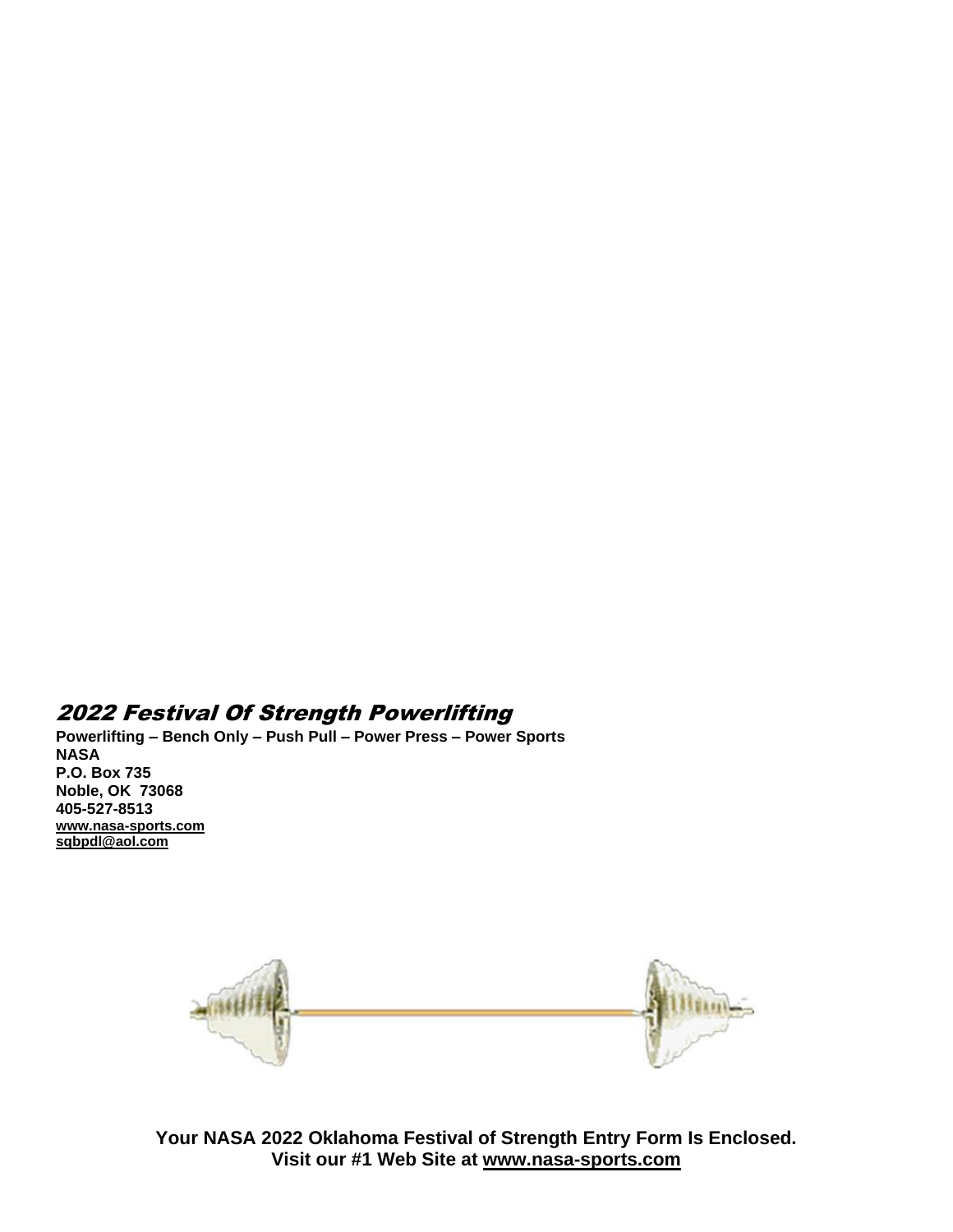## *2022 Festival Of Strength Powerlifting*

**Powerlifting – Bench Only – Push Pull – Power Press – Power Sports**
**NASA**
**P.O. Box 735**
**Noble, OK 73068**
**405-527-8513**
**www.nasa-sports.com**
**sqbpdl@aol.com**

**Your NASA 2022 Oklahoma Festival of Strength Entry Form Is Enclosed.**
**Visit our #1 Web Site at www.nasa-sports.com**